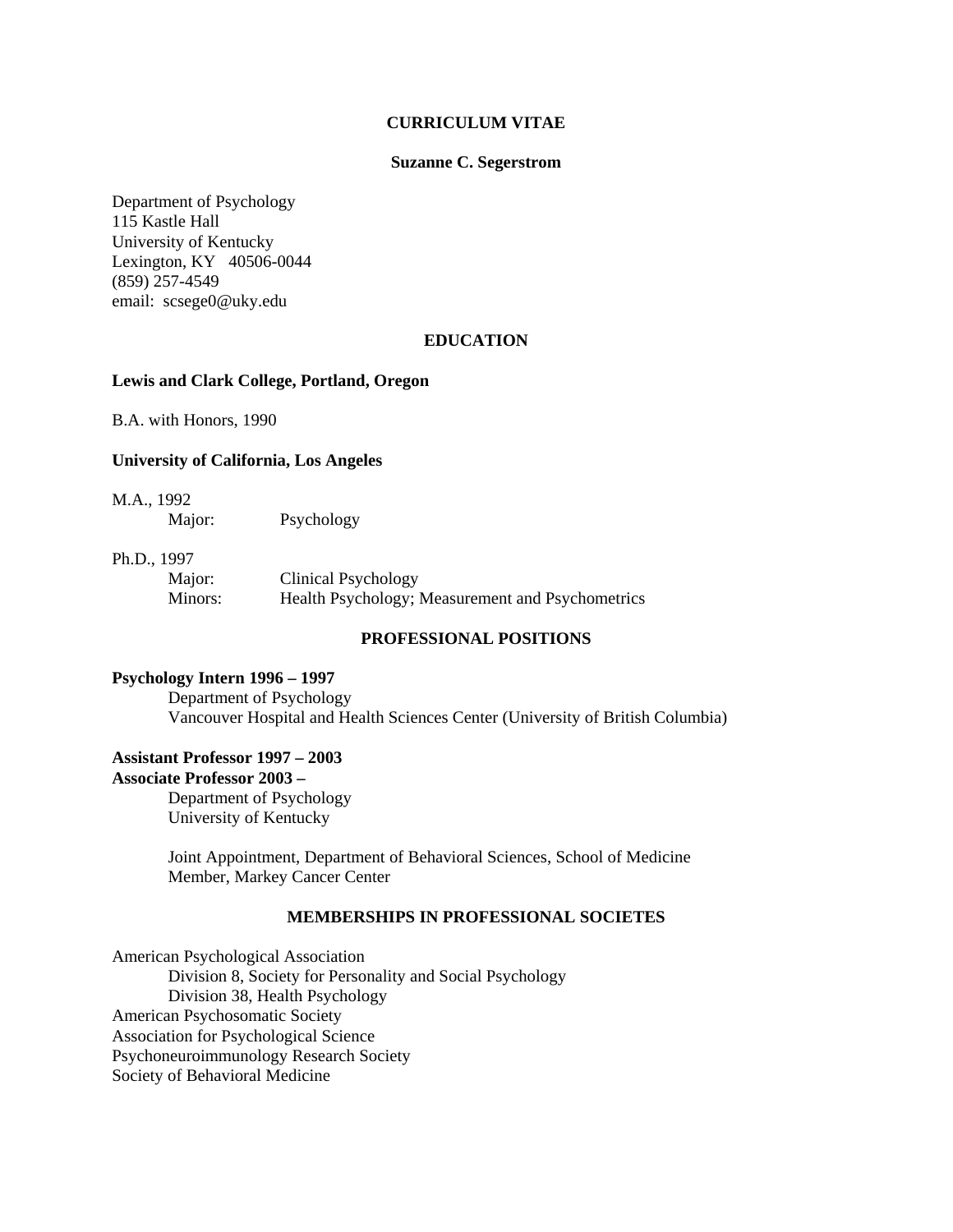# CURRICULUM VITAE

## Suzanne C. Segerstrom

Department of Psychology
115 Kastle Hall
University of Kentucky
Lexington, KY 40506-0044
(859) 257-4549
email: scsege0@uky.edu

## EDUCATION

**Lewis and Clark College, Portland, Oregon**

B.A. with Honors, 1990

**University of California, Los Angeles**

M.A., 1992
    Major: Psychology

Ph.D., 1997
    Major: Clinical Psychology
    Minors: Health Psychology; Measurement and Psychometrics

## PROFESSIONAL POSITIONS

**Psychology Intern 1996 – 1997**
    Department of Psychology
    Vancouver Hospital and Health Sciences Center (University of British Columbia)

**Assistant Professor 1997 – 2003**
**Associate Professor 2003 –**
    Department of Psychology
    University of Kentucky

    Joint Appointment, Department of Behavioral Sciences, School of Medicine
    Member, Markey Cancer Center

## MEMBERSHIPS IN PROFESSIONAL SOCIETES

American Psychological Association
    Division 8, Society for Personality and Social Psychology
    Division 38, Health Psychology
American Psychosomatic Society
Association for Psychological Science
Psychoneuroimmunology Research Society
Society of Behavioral Medicine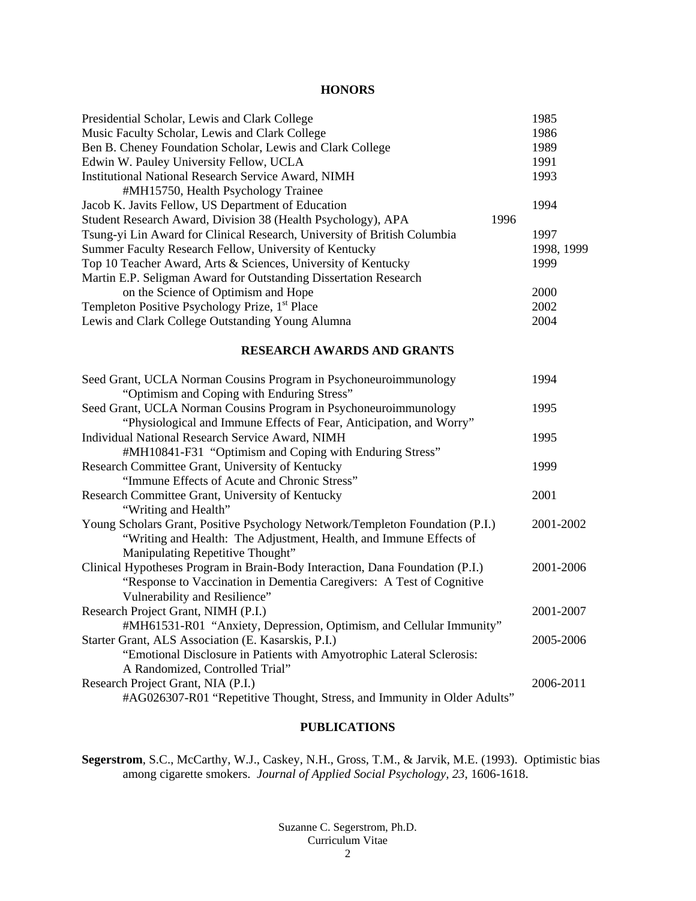## HONORS

| | |
|---|---|
| Presidential Scholar, Lewis and Clark College | 1985 |
| Music Faculty Scholar, Lewis and Clark College | 1986 |
| Ben B. Cheney Foundation Scholar, Lewis and Clark College | 1989 |
| Edwin W. Pauley University Fellow, UCLA | 1991 |
| Institutional National Research Service Award, NIMH #MH15750, Health Psychology Trainee | 1993 |
| Jacob K. Javits Fellow, US Department of Education | 1994 |
| Student Research Award, Division 38 (Health Psychology), APA | 1996 |
| Tsung-yi Lin Award for Clinical Research, University of British Columbia | 1997 |
| Summer Faculty Research Fellow, University of Kentucky | 1998, 1999 |
| Top 10 Teacher Award, Arts & Sciences, University of Kentucky | 1999 |
| Martin E.P. Seligman Award for Outstanding Dissertation Research on the Science of Optimism and Hope | 2000 |
| Templeton Positive Psychology Prize, 1st Place | 2002 |
| Lewis and Clark College Outstanding Young Alumna | 2004 |

## RESEARCH AWARDS AND GRANTS

| | |
|---|---|
| Seed Grant, UCLA Norman Cousins Program in Psychoneuroimmunology "Optimism and Coping with Enduring Stress" | 1994 |
| Seed Grant, UCLA Norman Cousins Program in Psychoneuroimmunology "Physiological and Immune Effects of Fear, Anticipation, and Worry" | 1995 |
| Individual National Research Service Award, NIMH #MH10841-F31 "Optimism and Coping with Enduring Stress" | 1995 |
| Research Committee Grant, University of Kentucky "Immune Effects of Acute and Chronic Stress" | 1999 |
| Research Committee Grant, University of Kentucky "Writing and Health" | 2001 |
| Young Scholars Grant, Positive Psychology Network/Templeton Foundation (P.I.) "Writing and Health: The Adjustment, Health, and Immune Effects of Manipulating Repetitive Thought" | 2001-2002 |
| Clinical Hypotheses Program in Brain-Body Interaction, Dana Foundation (P.I.) "Response to Vaccination in Dementia Caregivers: A Test of Cognitive Vulnerability and Resilience" | 2001-2006 |
| Research Project Grant, NIMH (P.I.) #MH61531-R01 "Anxiety, Depression, Optimism, and Cellular Immunity" | 2001-2007 |
| Starter Grant, ALS Association (E. Kasarskis, P.I.) "Emotional Disclosure in Patients with Amyotrophic Lateral Sclerosis: A Randomized, Controlled Trial" | 2005-2006 |
| Research Project Grant, NIA (P.I.) #AG026307-R01 "Repetitive Thought, Stress, and Immunity in Older Adults" | 2006-2011 |

## PUBLICATIONS

**Segerstrom**, S.C., McCarthy, W.J., Caskey, N.H., Gross, T.M., & Jarvik, M.E. (1993). Optimistic bias among cigarette smokers. *Journal of Applied Social Psychology, 23*, 1606-1618.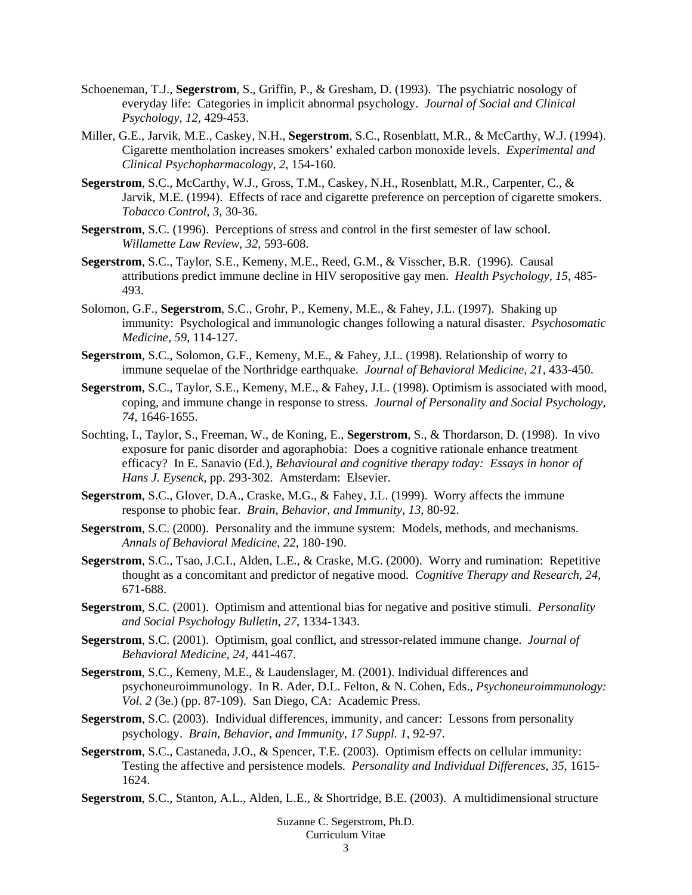Schoeneman, T.J., **Segerstrom**, S., Griffin, P., & Gresham, D. (1993). The psychiatric nosology of everyday life: Categories in implicit abnormal psychology. *Journal of Social and Clinical Psychology, 12*, 429-453.

Miller, G.E., Jarvik, M.E., Caskey, N.H., **Segerstrom**, S.C., Rosenblatt, M.R., & McCarthy, W.J. (1994). Cigarette mentholation increases smokers' exhaled carbon monoxide levels. *Experimental and Clinical Psychopharmacology, 2*, 154-160.

**Segerstrom**, S.C., McCarthy, W.J., Gross, T.M., Caskey, N.H., Rosenblatt, M.R., Carpenter, C., & Jarvik, M.E. (1994). Effects of race and cigarette preference on perception of cigarette smokers. *Tobacco Control, 3*, 30-36.

**Segerstrom**, S.C. (1996). Perceptions of stress and control in the first semester of law school. *Willamette Law Review, 32*, 593-608.

**Segerstrom**, S.C., Taylor, S.E., Kemeny, M.E., Reed, G.M., & Visscher, B.R. (1996). Causal attributions predict immune decline in HIV seropositive gay men. *Health Psychology, 15*, 485-493.

Solomon, G.F., **Segerstrom**, S.C., Grohr, P., Kemeny, M.E., & Fahey, J.L. (1997). Shaking up immunity: Psychological and immunologic changes following a natural disaster. *Psychosomatic Medicine, 59*, 114-127.

**Segerstrom**, S.C., Solomon, G.F., Kemeny, M.E., & Fahey, J.L. (1998). Relationship of worry to immune sequelae of the Northridge earthquake. *Journal of Behavioral Medicine, 21*, 433-450.

**Segerstrom**, S.C., Taylor, S.E., Kemeny, M.E., & Fahey, J.L. (1998). Optimism is associated with mood, coping, and immune change in response to stress. *Journal of Personality and Social Psychology, 74*, 1646-1655.

Sochting, I., Taylor, S., Freeman, W., de Koning, E., **Segerstrom**, S., & Thordarson, D. (1998). In vivo exposure for panic disorder and agoraphobia: Does a cognitive rationale enhance treatment efficacy? In E. Sanavio (Ed.), *Behavioural and cognitive therapy today: Essays in honor of Hans J. Eysenck*, pp. 293-302. Amsterdam: Elsevier.

**Segerstrom**, S.C., Glover, D.A., Craske, M.G., & Fahey, J.L. (1999). Worry affects the immune response to phobic fear. *Brain, Behavior, and Immunity, 13*, 80-92.

**Segerstrom**, S.C. (2000). Personality and the immune system: Models, methods, and mechanisms. *Annals of Behavioral Medicine, 22*, 180-190.

**Segerstrom**, S.C., Tsao, J.C.I., Alden, L.E., & Craske, M.G. (2000). Worry and rumination: Repetitive thought as a concomitant and predictor of negative mood. *Cognitive Therapy and Research, 24*, 671-688.

**Segerstrom**, S.C. (2001). Optimism and attentional bias for negative and positive stimuli. *Personality and Social Psychology Bulletin, 27*, 1334-1343.

**Segerstrom**, S.C. (2001). Optimism, goal conflict, and stressor-related immune change. *Journal of Behavioral Medicine, 24*, 441-467.

**Segerstrom**, S.C., Kemeny, M.E., & Laudenslager, M. (2001). Individual differences and psychoneuroimmunology. In R. Ader, D.L. Felton, & N. Cohen, Eds., *Psychoneuroimmunology: Vol. 2* (3e.) (pp. 87-109). San Diego, CA: Academic Press.

**Segerstrom**, S.C. (2003). Individual differences, immunity, and cancer: Lessons from personality psychology. *Brain, Behavior, and Immunity, 17 Suppl. 1*, 92-97.

**Segerstrom**, S.C., Castaneda, J.O., & Spencer, T.E. (2003). Optimism effects on cellular immunity: Testing the affective and persistence models. *Personality and Individual Differences, 35*, 1615-1624.

**Segerstrom**, S.C., Stanton, A.L., Alden, L.E., & Shortridge, B.E. (2003). A multidimensional structure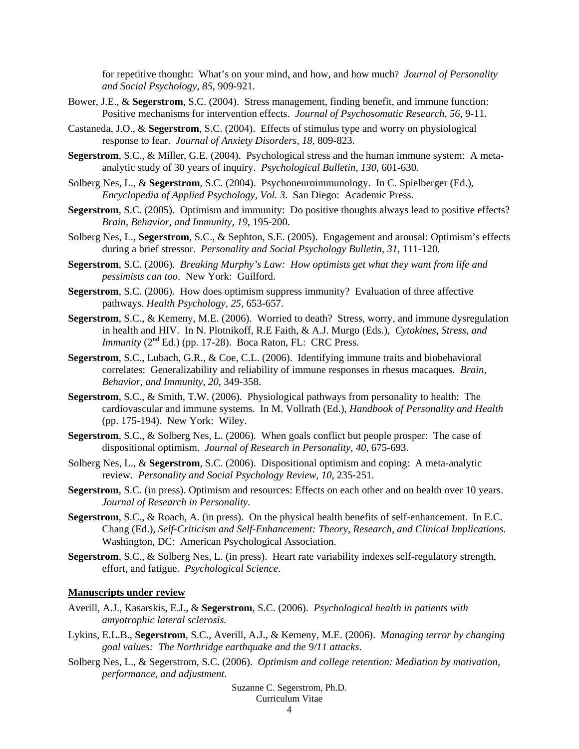for repetitive thought: What's on your mind, and how, and how much? *Journal of Personality and Social Psychology, 85*, 909-921.

Bower, J.E., & **Segerstrom**, S.C. (2004). Stress management, finding benefit, and immune function: Positive mechanisms for intervention effects. *Journal of Psychosomatic Research, 56*, 9-11.

Castaneda, J.O., & **Segerstrom**, S.C. (2004). Effects of stimulus type and worry on physiological response to fear. *Journal of Anxiety Disorders, 18*, 809-823.

**Segerstrom**, S.C., & Miller, G.E. (2004). Psychological stress and the human immune system: A meta-analytic study of 30 years of inquiry. *Psychological Bulletin, 130*, 601-630.

Solberg Nes, L., & **Segerstrom**, S.C. (2004). Psychoneuroimmunology. In C. Spielberger (Ed.), *Encyclopedia of Applied Psychology, Vol. 3*. San Diego: Academic Press.

**Segerstrom**, S.C. (2005). Optimism and immunity: Do positive thoughts always lead to positive effects? *Brain, Behavior, and Immunity, 19*, 195-200.

Solberg Nes, L., **Segerstrom**, S.C., & Sephton, S.E. (2005). Engagement and arousal: Optimism's effects during a brief stressor. *Personality and Social Psychology Bulletin, 31*, 111-120.

**Segerstrom**, S.C. (2006). *Breaking Murphy's Law: How optimists get what they want from life and pessimists can too*. New York: Guilford.

**Segerstrom**, S.C. (2006). How does optimism suppress immunity? Evaluation of three affective pathways. *Health Psychology, 25*, 653-657.

**Segerstrom**, S.C., & Kemeny, M.E. (2006). Worried to death? Stress, worry, and immune dysregulation in health and HIV. In N. Plotnikoff, R.E Faith, & A.J. Murgo (Eds.), *Cytokines, Stress, and Immunity* (2nd Ed.) (pp. 17-28). Boca Raton, FL: CRC Press.

**Segerstrom**, S.C., Lubach, G.R., & Coe, C.L. (2006). Identifying immune traits and biobehavioral correlates: Generalizability and reliability of immune responses in rhesus macaques. *Brain, Behavior, and Immunity, 20*, 349-358.

**Segerstrom**, S.C., & Smith, T.W. (2006). Physiological pathways from personality to health: The cardiovascular and immune systems*.* In M. Vollrath (Ed.), *Handbook of Personality and Health* (pp. 175-194). New York: Wiley.

**Segerstrom**, S.C., & Solberg Nes, L. (2006). When goals conflict but people prosper: The case of dispositional optimism. *Journal of Research in Personality, 40*, 675-693.

Solberg Nes, L., & **Segerstrom**, S.C. (2006). Dispositional optimism and coping: A meta-analytic review. *Personality and Social Psychology Review, 10*, 235-251.

**Segerstrom**, S.C. (in press). Optimism and resources: Effects on each other and on health over 10 years. *Journal of Research in Personality*.

**Segerstrom**, S.C., & Roach, A. (in press). On the physical health benefits of self-enhancement. In E.C. Chang (Ed.), *Self-Criticism and Self-Enhancement: Theory, Research, and Clinical Implications.* Washington, DC: American Psychological Association.

**Segerstrom**, S.C., & Solberg Nes, L. (in press). Heart rate variability indexes self-regulatory strength, effort, and fatigue. *Psychological Science*.

**Manuscripts under review**

Averill, A.J., Kasarskis, E.J., & **Segerstrom**, S.C. (2006). *Psychological health in patients with amyotrophic lateral sclerosis.*

Lykins, E.L.B., **Segerstrom**, S.C., Averill, A.J., & Kemeny, M.E. (2006). *Managing terror by changing goal values: The Northridge earthquake and the 9/11 attacks*.

Solberg Nes, L., & Segerstrom, S.C. (2006). *Optimism and college retention: Mediation by motivation, performance, and adjustment*.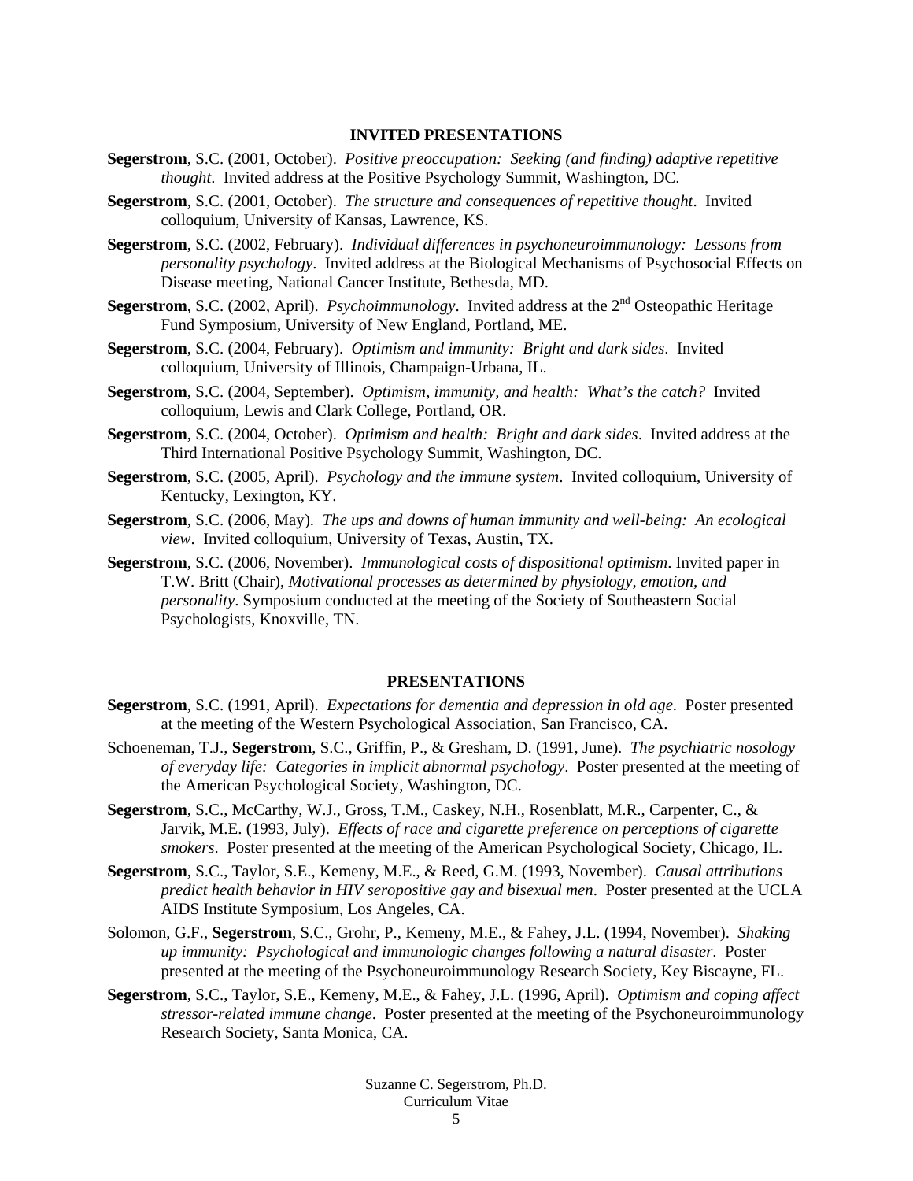## INVITED PRESENTATIONS

**Segerstrom**, S.C. (2001, October). *Positive preoccupation: Seeking (and finding) adaptive repetitive thought*. Invited address at the Positive Psychology Summit, Washington, DC.

**Segerstrom**, S.C. (2001, October). *The structure and consequences of repetitive thought*. Invited colloquium, University of Kansas, Lawrence, KS.

**Segerstrom**, S.C. (2002, February). *Individual differences in psychoneuroimmunology: Lessons from personality psychology*. Invited address at the Biological Mechanisms of Psychosocial Effects on Disease meeting, National Cancer Institute, Bethesda, MD.

**Segerstrom**, S.C. (2002, April). *Psychoimmunology*. Invited address at the 2nd Osteopathic Heritage Fund Symposium, University of New England, Portland, ME.

**Segerstrom**, S.C. (2004, February). *Optimism and immunity: Bright and dark sides*. Invited colloquium, University of Illinois, Champaign-Urbana, IL.

**Segerstrom**, S.C. (2004, September). *Optimism, immunity, and health: What's the catch?* Invited colloquium, Lewis and Clark College, Portland, OR.

**Segerstrom**, S.C. (2004, October). *Optimism and health: Bright and dark sides*. Invited address at the Third International Positive Psychology Summit, Washington, DC.

**Segerstrom**, S.C. (2005, April). *Psychology and the immune system*. Invited colloquium, University of Kentucky, Lexington, KY.

**Segerstrom**, S.C. (2006, May). *The ups and downs of human immunity and well-being: An ecological view*. Invited colloquium, University of Texas, Austin, TX.

**Segerstrom**, S.C. (2006, November). *Immunological costs of dispositional optimism*. Invited paper in T.W. Britt (Chair), *Motivational processes as determined by physiology, emotion, and personality*. Symposium conducted at the meeting of the Society of Southeastern Social Psychologists, Knoxville, TN.

## PRESENTATIONS

**Segerstrom**, S.C. (1991, April). *Expectations for dementia and depression in old age*. Poster presented at the meeting of the Western Psychological Association, San Francisco, CA.

Schoeneman, T.J., **Segerstrom**, S.C., Griffin, P., & Gresham, D. (1991, June). *The psychiatric nosology of everyday life: Categories in implicit abnormal psychology*. Poster presented at the meeting of the American Psychological Society, Washington, DC.

**Segerstrom**, S.C., McCarthy, W.J., Gross, T.M., Caskey, N.H., Rosenblatt, M.R., Carpenter, C., & Jarvik, M.E. (1993, July). *Effects of race and cigarette preference on perceptions of cigarette smokers*. Poster presented at the meeting of the American Psychological Society, Chicago, IL.

**Segerstrom**, S.C., Taylor, S.E., Kemeny, M.E., & Reed, G.M. (1993, November). *Causal attributions predict health behavior in HIV seropositive gay and bisexual men*. Poster presented at the UCLA AIDS Institute Symposium, Los Angeles, CA.

Solomon, G.F., **Segerstrom**, S.C., Grohr, P., Kemeny, M.E., & Fahey, J.L. (1994, November). *Shaking up immunity: Psychological and immunologic changes following a natural disaster*. Poster presented at the meeting of the Psychoneuroimmunology Research Society, Key Biscayne, FL.

**Segerstrom**, S.C., Taylor, S.E., Kemeny, M.E., & Fahey, J.L. (1996, April). *Optimism and coping affect stressor-related immune change*. Poster presented at the meeting of the Psychoneuroimmunology Research Society, Santa Monica, CA.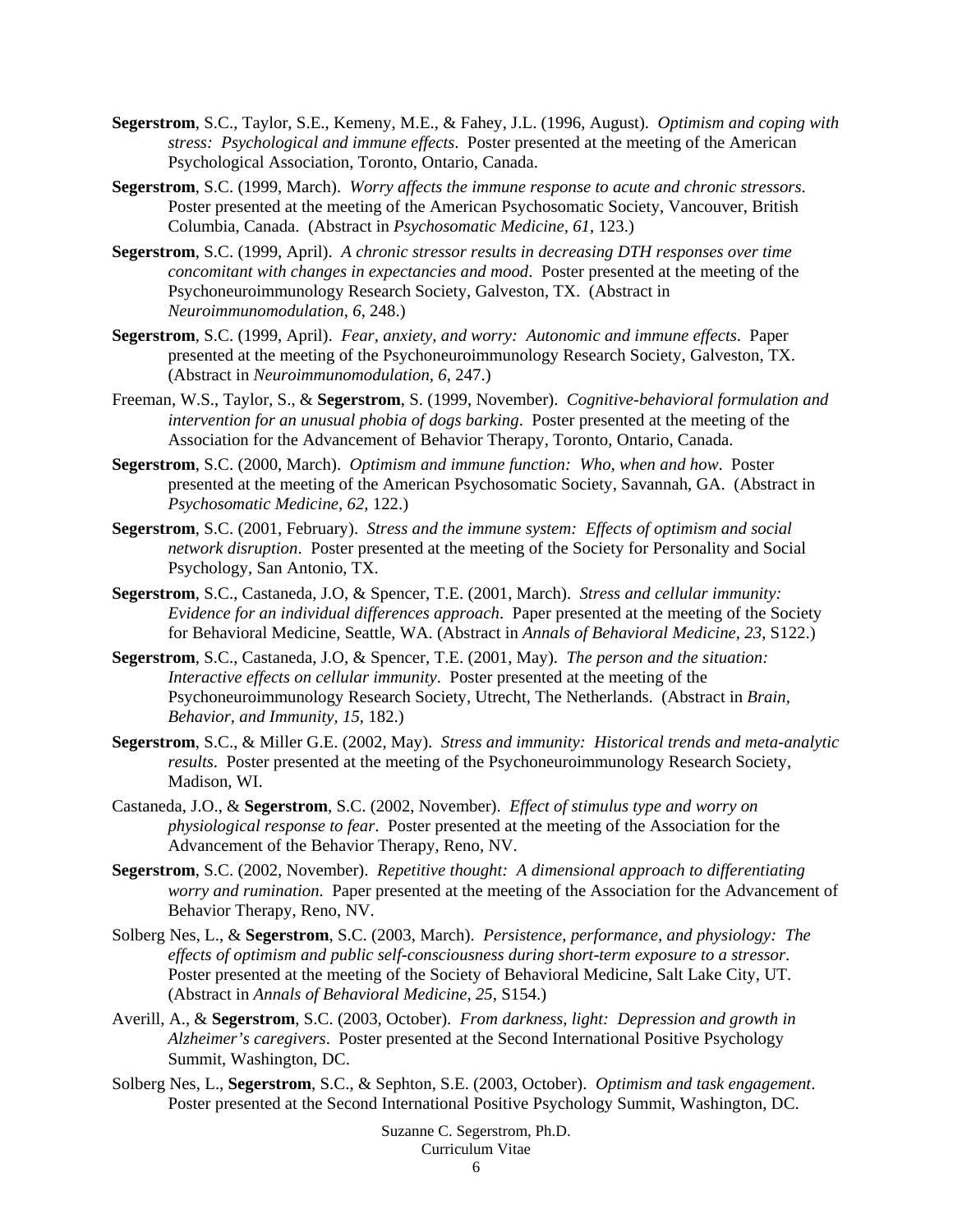**Segerstrom**, S.C., Taylor, S.E., Kemeny, M.E., & Fahey, J.L. (1996, August). *Optimism and coping with stress: Psychological and immune effects*. Poster presented at the meeting of the American Psychological Association, Toronto, Ontario, Canada.

**Segerstrom**, S.C. (1999, March). *Worry affects the immune response to acute and chronic stressors*. Poster presented at the meeting of the American Psychosomatic Society, Vancouver, British Columbia, Canada. (Abstract in *Psychosomatic Medicine, 61*, 123.)

**Segerstrom**, S.C. (1999, April). *A chronic stressor results in decreasing DTH responses over time concomitant with changes in expectancies and mood*. Poster presented at the meeting of the Psychoneuroimmunology Research Society, Galveston, TX. (Abstract in *Neuroimmunomodulation, 6*, 248.)

**Segerstrom**, S.C. (1999, April). *Fear, anxiety, and worry: Autonomic and immune effects*. Paper presented at the meeting of the Psychoneuroimmunology Research Society, Galveston, TX. (Abstract in *Neuroimmunomodulation, 6*, 247.)

Freeman, W.S., Taylor, S., & **Segerstrom**, S. (1999, November). *Cognitive-behavioral formulation and intervention for an unusual phobia of dogs barking*. Poster presented at the meeting of the Association for the Advancement of Behavior Therapy, Toronto, Ontario, Canada.

**Segerstrom**, S.C. (2000, March). *Optimism and immune function: Who, when and how*. Poster presented at the meeting of the American Psychosomatic Society, Savannah, GA. (Abstract in *Psychosomatic Medicine, 62*, 122.)

**Segerstrom**, S.C. (2001, February). *Stress and the immune system: Effects of optimism and social network disruption*. Poster presented at the meeting of the Society for Personality and Social Psychology, San Antonio, TX.

**Segerstrom**, S.C., Castaneda, J.O, & Spencer, T.E. (2001, March). *Stress and cellular immunity: Evidence for an individual differences approach*. Paper presented at the meeting of the Society for Behavioral Medicine, Seattle, WA. (Abstract in *Annals of Behavioral Medicine, 23*, S122.)

**Segerstrom**, S.C., Castaneda, J.O, & Spencer, T.E. (2001, May). *The person and the situation: Interactive effects on cellular immunity*. Poster presented at the meeting of the Psychoneuroimmunology Research Society, Utrecht, The Netherlands. (Abstract in *Brain, Behavior, and Immunity, 15*, 182.)

**Segerstrom**, S.C., & Miller G.E. (2002, May). *Stress and immunity: Historical trends and meta-analytic results*. Poster presented at the meeting of the Psychoneuroimmunology Research Society, Madison, WI.

Castaneda, J.O., & **Segerstrom**, S.C. (2002, November). *Effect of stimulus type and worry on physiological response to fear*. Poster presented at the meeting of the Association for the Advancement of the Behavior Therapy, Reno, NV.

**Segerstrom**, S.C. (2002, November). *Repetitive thought: A dimensional approach to differentiating worry and rumination*. Paper presented at the meeting of the Association for the Advancement of Behavior Therapy, Reno, NV.

Solberg Nes, L., & **Segerstrom**, S.C. (2003, March). *Persistence, performance, and physiology: The effects of optimism and public self-consciousness during short-term exposure to a stressor*. Poster presented at the meeting of the Society of Behavioral Medicine, Salt Lake City, UT. (Abstract in *Annals of Behavioral Medicine, 25*, S154.)

Averill, A., & **Segerstrom**, S.C. (2003, October). *From darkness, light: Depression and growth in Alzheimer's caregivers*. Poster presented at the Second International Positive Psychology Summit, Washington, DC.

Solberg Nes, L., **Segerstrom**, S.C., & Sephton, S.E. (2003, October). *Optimism and task engagement*. Poster presented at the Second International Positive Psychology Summit, Washington, DC.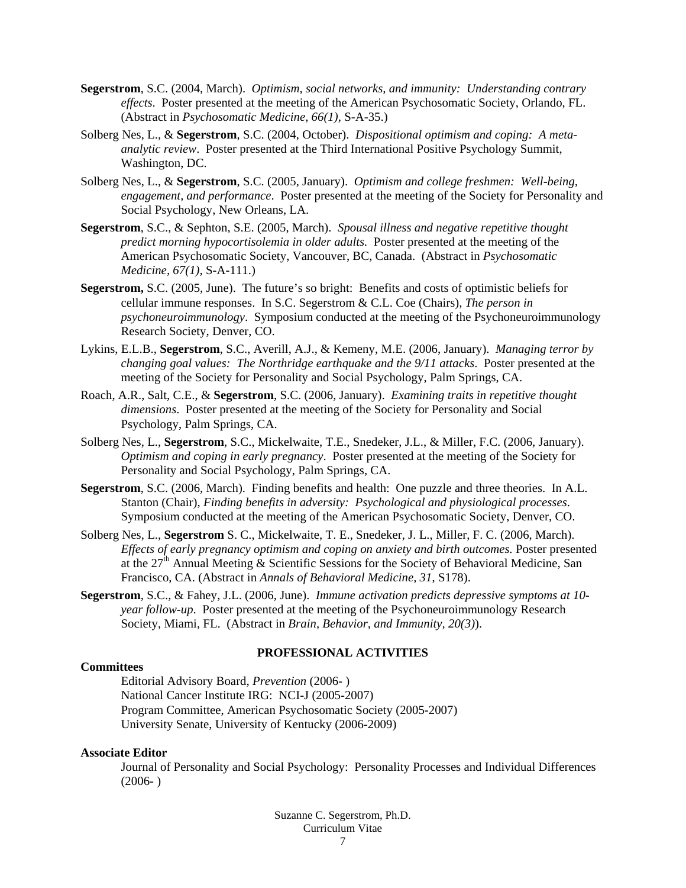**Segerstrom**, S.C. (2004, March). *Optimism, social networks, and immunity: Understanding contrary effects*. Poster presented at the meeting of the American Psychosomatic Society, Orlando, FL. (Abstract in *Psychosomatic Medicine, 66(1),* S-A-35.)

Solberg Nes, L., & **Segerstrom**, S.C. (2004, October). *Dispositional optimism and coping: A meta-analytic review*. Poster presented at the Third International Positive Psychology Summit, Washington, DC.

Solberg Nes, L., & **Segerstrom**, S.C. (2005, January). *Optimism and college freshmen: Well-being, engagement, and performance*. Poster presented at the meeting of the Society for Personality and Social Psychology, New Orleans, LA.

**Segerstrom**, S.C., & Sephton, S.E. (2005, March). *Spousal illness and negative repetitive thought predict morning hypocortisolemia in older adults*. Poster presented at the meeting of the American Psychosomatic Society, Vancouver, BC, Canada. (Abstract in *Psychosomatic Medicine, 67(1),* S-A-111.)

**Segerstrom,** S.C. (2005, June). The future's so bright: Benefits and costs of optimistic beliefs for cellular immune responses. In S.C. Segerstrom & C.L. Coe (Chairs), *The person in psychoneuroimmunology*. Symposium conducted at the meeting of the Psychoneuroimmunology Research Society, Denver, CO.

Lykins, E.L.B., **Segerstrom**, S.C., Averill, A.J., & Kemeny, M.E. (2006, January). *Managing terror by changing goal values: The Northridge earthquake and the 9/11 attacks*. Poster presented at the meeting of the Society for Personality and Social Psychology, Palm Springs, CA.

Roach, A.R., Salt, C.E., & **Segerstrom**, S.C. (2006, January). *Examining traits in repetitive thought dimensions*. Poster presented at the meeting of the Society for Personality and Social Psychology, Palm Springs, CA.

Solberg Nes, L., **Segerstrom**, S.C., Mickelwaite, T.E., Snedeker, J.L., & Miller, F.C. (2006, January). *Optimism and coping in early pregnancy*. Poster presented at the meeting of the Society for Personality and Social Psychology, Palm Springs, CA.

**Segerstrom**, S.C. (2006, March). Finding benefits and health: One puzzle and three theories. In A.L. Stanton (Chair), *Finding benefits in adversity: Psychological and physiological processes*. Symposium conducted at the meeting of the American Psychosomatic Society, Denver, CO.

Solberg Nes, L., **Segerstrom** S. C., Mickelwaite, T. E., Snedeker, J. L., Miller, F. C. (2006, March). *Effects of early pregnancy optimism and coping on anxiety and birth outcomes.* Poster presented at the 27th Annual Meeting & Scientific Sessions for the Society of Behavioral Medicine, San Francisco, CA. (Abstract in *Annals of Behavioral Medicine, 31*, S178).

**Segerstrom**, S.C., & Fahey, J.L. (2006, June). *Immune activation predicts depressive symptoms at 10-year follow-up*. Poster presented at the meeting of the Psychoneuroimmunology Research Society, Miami, FL. (Abstract in *Brain, Behavior, and Immunity, 20(3)*).

## PROFESSIONAL ACTIVITIES

**Committees**

Editorial Advisory Board, *Prevention* (2006- )
National Cancer Institute IRG: NCI-J (2005-2007)
Program Committee, American Psychosomatic Society (2005-2007)
University Senate, University of Kentucky (2006-2009)

**Associate Editor**

Journal of Personality and Social Psychology: Personality Processes and Individual Differences (2006- )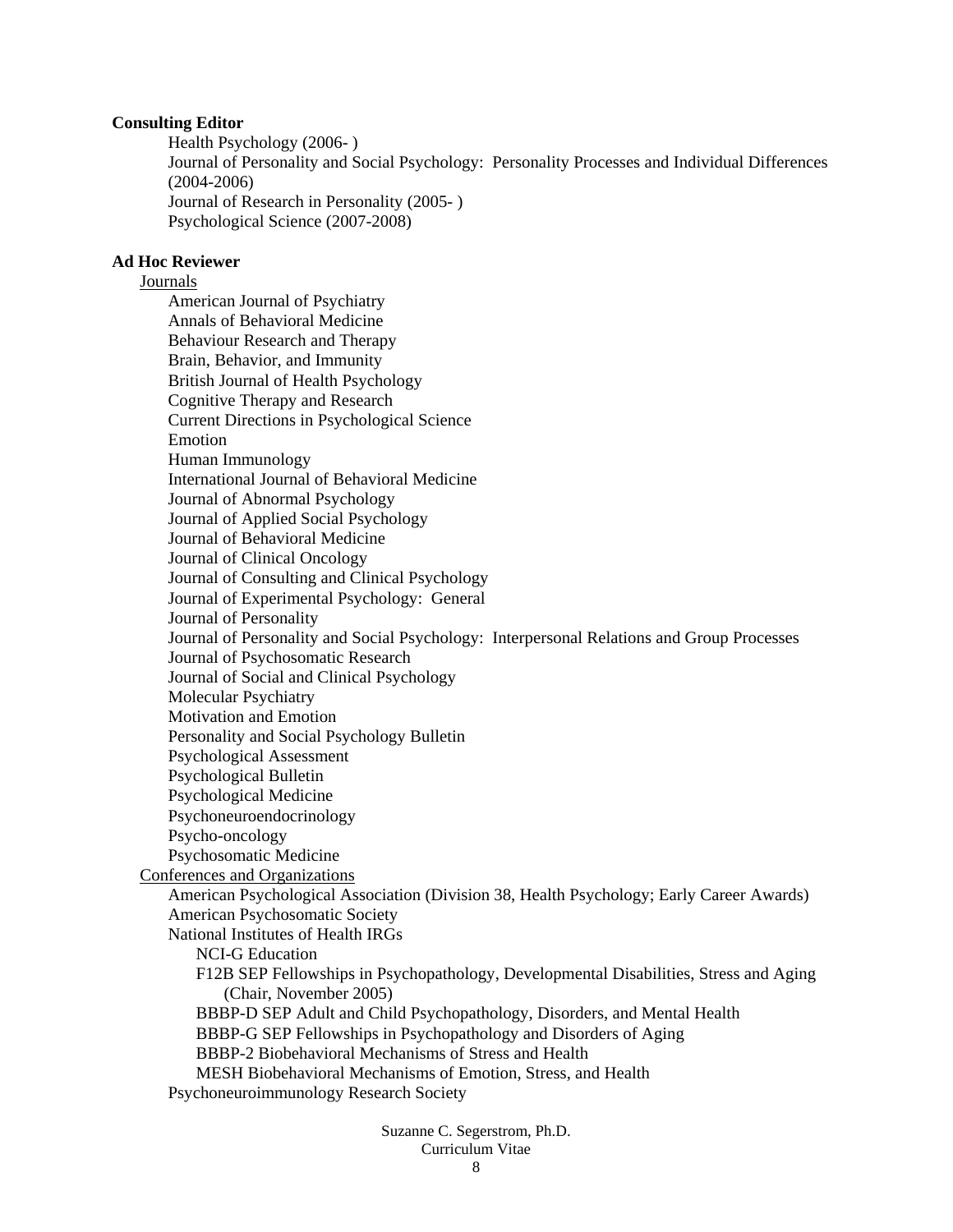**Consulting Editor**

Health Psychology (2006- )
Journal of Personality and Social Psychology: Personality Processes and Individual Differences (2004-2006)
Journal of Research in Personality (2005- )
Psychological Science (2007-2008)

**Ad Hoc Reviewer**

Journals

American Journal of Psychiatry
Annals of Behavioral Medicine
Behaviour Research and Therapy
Brain, Behavior, and Immunity
British Journal of Health Psychology
Cognitive Therapy and Research
Current Directions in Psychological Science
Emotion
Human Immunology
International Journal of Behavioral Medicine
Journal of Abnormal Psychology
Journal of Applied Social Psychology
Journal of Behavioral Medicine
Journal of Clinical Oncology
Journal of Consulting and Clinical Psychology
Journal of Experimental Psychology: General
Journal of Personality
Journal of Personality and Social Psychology: Interpersonal Relations and Group Processes
Journal of Psychosomatic Research
Journal of Social and Clinical Psychology
Molecular Psychiatry
Motivation and Emotion
Personality and Social Psychology Bulletin
Psychological Assessment
Psychological Bulletin
Psychological Medicine
Psychoneuroendocrinology
Psycho-oncology
Psychosomatic Medicine

Conferences and Organizations

American Psychological Association (Division 38, Health Psychology; Early Career Awards)
American Psychosomatic Society
National Institutes of Health IRGs

- NCI-G Education
- F12B SEP Fellowships in Psychopathology, Developmental Disabilities, Stress and Aging (Chair, November 2005)
- BBBP-D SEP Adult and Child Psychopathology, Disorders, and Mental Health
- BBBP-G SEP Fellowships in Psychopathology and Disorders of Aging
- BBBP-2 Biobehavioral Mechanisms of Stress and Health
- MESH Biobehavioral Mechanisms of Emotion, Stress, and Health

Psychoneuroimmunology Research Society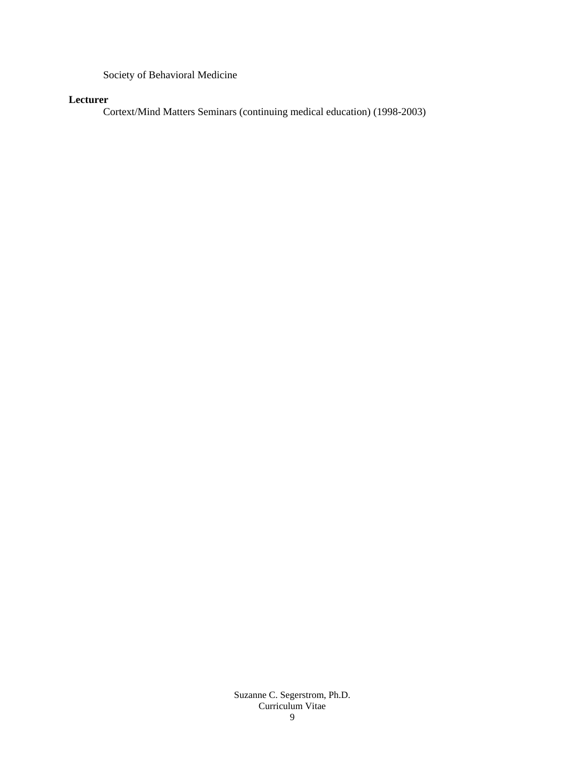Society of Behavioral Medicine

**Lecturer**

Cortext/Mind Matters Seminars (continuing medical education) (1998-2003)